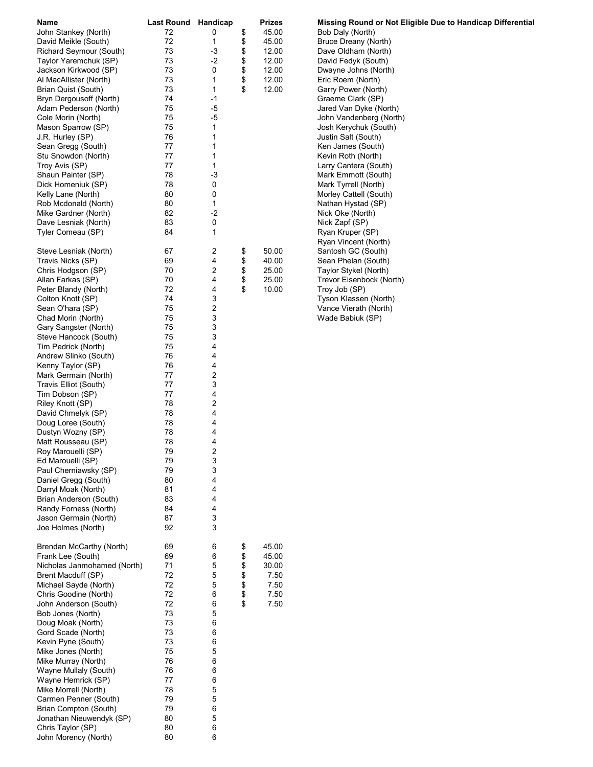| Name | Last Round | Handicap | Prizes |
|---|---|---|---|
| John Stankey (North) | 72 | 0 | $ 45.00 |
| David Meikle (South) | 72 | 1 | $ 45.00 |
| Richard Seymour (South) | 73 | -3 | $ 12.00 |
| Taylor Yaremchuk (SP) | 73 | -2 | $ 12.00 |
| Jackson Kirkwood (SP) | 73 | 0 | $ 12.00 |
| Al MacAllister (North) | 73 | 1 | $ 12.00 |
| Brian Quist (South) | 73 | 1 | $ 12.00 |
| Bryn Dergousoff (North) | 74 | -1 | |
| Adam Pederson (North) | 75 | -5 | |
| Cole Morin (North) | 75 | -5 | |
| Mason Sparrow (SP) | 75 | 1 | |
| J.R. Hurley (SP) | 76 | 1 | |
| Sean Gregg (South) | 77 | 1 | |
| Stu Snowdon (North) | 77 | 1 | |
| Troy Avis (SP) | 77 | 1 | |
| Shaun Painter (SP) | 78 | -3 | |
| Dick Homeniuk (SP) | 78 | 0 | |
| Kelly Lane (North) | 80 | 0 | |
| Rob Mcdonald (North) | 80 | 1 | |
| Mike Gardner (North) | 82 | -2 | |
| Dave Lesniak (North) | 83 | 0 | |
| Tyler Comeau (SP) | 84 | 1 | |
| | | | |
| Steve Lesniak (North) | 67 | 2 | $ 50.00 |
| Travis Nicks (SP) | 69 | 4 | $ 40.00 |
| Chris Hodgson (SP) | 70 | 2 | $ 25.00 |
| Allan Farkas (SP) | 70 | 4 | $ 25.00 |
| Peter Blandy (North) | 72 | 4 | $ 10.00 |
| Colton Knott (SP) | 74 | 3 | |
| Sean O'hara (SP) | 75 | 2 | |
| Chad Morin (North) | 75 | 3 | |
| Gary Sangster (North) | 75 | 3 | |
| Steve Hancock (South) | 75 | 3 | |
| Tim Pedrick (North) | 75 | 4 | |
| Andrew Slinko (South) | 76 | 4 | |
| Kenny Taylor (SP) | 76 | 4 | |
| Mark Germain (North) | 77 | 2 | |
| Travis Elliot (South) | 77 | 3 | |
| Tim Dobson (SP) | 77 | 4 | |
| Riley Knott (SP) | 78 | 2 | |
| David Chmelyk (SP) | 78 | 4 | |
| Doug Loree (South) | 78 | 4 | |
| Dustyn Wozny (SP) | 78 | 4 | |
| Matt Rousseau (SP) | 78 | 4 | |
| Roy Marouelli (SP) | 79 | 2 | |
| Ed Marouelli (SP) | 79 | 3 | |
| Paul Cherniawsky (SP) | 79 | 3 | |
| Daniel Gregg (South) | 80 | 4 | |
| Darryl Moak (North) | 81 | 4 | |
| Brian Anderson (South) | 83 | 4 | |
| Randy Forness (North) | 84 | 4 | |
| Jason Germain (North) | 87 | 3 | |
| Joe Holmes (North) | 92 | 3 | |
| | | | |
| Brendan McCarthy (North) | 69 | 6 | $ 45.00 |
| Frank Lee (South) | 69 | 6 | $ 45.00 |
| Nicholas Janmohamed (North) | 71 | 5 | $ 30.00 |
| Brent Macduff (SP) | 72 | 5 | $ 7.50 |
| Michael Sayde (North) | 72 | 5 | $ 7.50 |
| Chris Goodine (North) | 72 | 6 | $ 7.50 |
| John Anderson (South) | 72 | 6 | $ 7.50 |
| Bob Jones (North) | 73 | 5 | |
| Doug Moak (North) | 73 | 6 | |
| Gord Scade (North) | 73 | 6 | |
| Kevin Pyne (South) | 73 | 6 | |
| Mike Jones (North) | 75 | 5 | |
| Mike Murray (North) | 76 | 6 | |
| Wayne Mullaly (South) | 76 | 6 | |
| Wayne Hemrick (SP) | 77 | 6 | |
| Mike Morrell (North) | 78 | 5 | |
| Carmen Penner (South) | 79 | 5 | |
| Brian Compton (South) | 79 | 6 | |
| Jonathan Nieuwendyk (SP) | 80 | 5 | |
| Chris Taylor (SP) | 80 | 6 | |
| John Morency (North) | 80 | 6 | |

| Missing Round or Not Eligible Due to Handicap Differential |
|---|
| Bob Daly (North) |
| Bruce Dreany (North) |
| Dave Oldham (North) |
| David Fedyk (South) |
| Dwayne Johns (North) |
| Eric Roem (North) |
| Garry Power (North) |
| Graeme Clark (SP) |
| Jared Van Dyke (North) |
| John Vandenberg (North) |
| Josh Kerychuk (South) |
| Justin Salt (South) |
| Ken James (South) |
| Kevin Roth (North) |
| Larry Cantera (South) |
| Mark Emmott (South) |
| Mark Tyrrell (North) |
| Morley Cattell (South) |
| Nathan Hystad (SP) |
| Nick Oke (North) |
| Nick Zapf (SP) |
| Ryan Kruper (SP) |
| Ryan Vincent (North) |
| Santosh GC (South) |
| Sean Phelan (South) |
| Taylor Stykel (North) |
| Trevor Eisenbock (North) |
| Troy Job (SP) |
| Tyson Klassen (North) |
| Vance Vierath (North) |
| Wade Babiuk (SP) |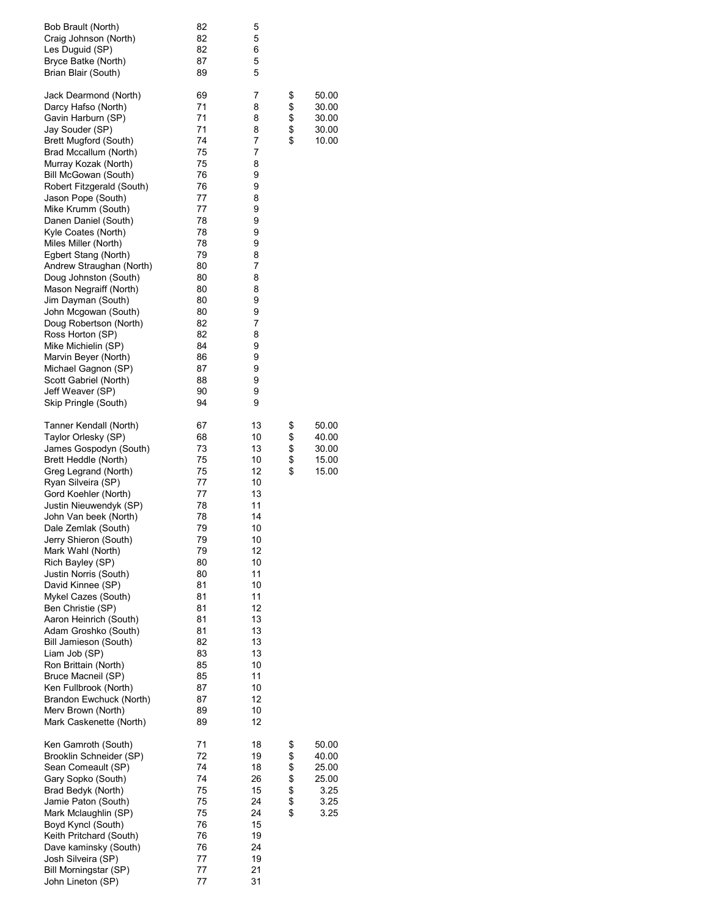| | | | |
|---|---|---|---|
| Bob Brault (North) | 82 | 5 | |
| Craig Johnson (North) | 82 | 5 | |
| Les Duguid (SP) | 82 | 6 | |
| Bryce Batke (North) | 87 | 5 | |
| Brian Blair (South) | 89 | 5 | |

| | | | |
|---|---|---|---|
| Jack Dearmond (North) | 69 | 7 | $ 50.00 |
| Darcy Hafso (North) | 71 | 8 | $ 30.00 |
| Gavin Harburn (SP) | 71 | 8 | $ 30.00 |
| Jay Souder (SP) | 71 | 8 | $ 30.00 |
| Brett Mugford (South) | 74 | 7 | $ 10.00 |
| Brad Mccallum (North) | 75 | 7 | |
| Murray Kozak (North) | 75 | 8 | |
| Bill McGowan (South) | 76 | 9 | |
| Robert Fitzgerald (South) | 76 | 9 | |
| Jason Pope (South) | 77 | 8 | |
| Mike Krumm (South) | 77 | 9 | |
| Danen Daniel (South) | 78 | 9 | |
| Kyle Coates (North) | 78 | 9 | |
| Miles Miller (North) | 78 | 9 | |
| Egbert Stang (North) | 79 | 8 | |
| Andrew Straughan (North) | 80 | 7 | |
| Doug Johnston (South) | 80 | 8 | |
| Mason Negraiff (North) | 80 | 8 | |
| Jim Dayman (South) | 80 | 9 | |
| John Mcgowan (South) | 80 | 9 | |
| Doug Robertson (North) | 82 | 7 | |
| Ross Horton (SP) | 82 | 8 | |
| Mike Michielin (SP) | 84 | 9 | |
| Marvin Beyer (North) | 86 | 9 | |
| Michael Gagnon (SP) | 87 | 9 | |
| Scott Gabriel (North) | 88 | 9 | |
| Jeff Weaver (SP) | 90 | 9 | |
| Skip Pringle (South) | 94 | 9 | |

| | | | |
|---|---|---|---|
| Tanner Kendall (North) | 67 | 13 | $ 50.00 |
| Taylor Orlesky (SP) | 68 | 10 | $ 40.00 |
| James Gospodyn (South) | 73 | 13 | $ 30.00 |
| Brett Heddle (North) | 75 | 10 | $ 15.00 |
| Greg Legrand (North) | 75 | 12 | $ 15.00 |
| Ryan Silveira (SP) | 77 | 10 | |
| Gord Koehler (North) | 77 | 13 | |
| Justin Nieuwendyk (SP) | 78 | 11 | |
| John Van beek (North) | 78 | 14 | |
| Dale Zemlak (South) | 79 | 10 | |
| Jerry Shieron (South) | 79 | 10 | |
| Mark Wahl (North) | 79 | 12 | |
| Rich Bayley (SP) | 80 | 10 | |
| Justin Norris (South) | 80 | 11 | |
| David Kinnee (SP) | 81 | 10 | |
| Mykel Cazes (South) | 81 | 11 | |
| Ben Christie (SP) | 81 | 12 | |
| Aaron Heinrich (South) | 81 | 13 | |
| Adam Groshko (South) | 81 | 13 | |
| Bill Jamieson (South) | 82 | 13 | |
| Liam Job (SP) | 83 | 13 | |
| Ron Brittain (North) | 85 | 10 | |
| Bruce Macneil (SP) | 85 | 11 | |
| Ken Fullbrook (North) | 87 | 10 | |
| Brandon Ewchuck (North) | 87 | 12 | |
| Merv Brown (North) | 89 | 10 | |
| Mark Caskenette (North) | 89 | 12 | |

| | | | |
|---|---|---|---|
| Ken Gamroth (South) | 71 | 18 | $ 50.00 |
| Brooklin Schneider (SP) | 72 | 19 | $ 40.00 |
| Sean Comeault (SP) | 74 | 18 | $ 25.00 |
| Gary Sopko (South) | 74 | 26 | $ 25.00 |
| Brad Bedyk (North) | 75 | 15 | $ 3.25 |
| Jamie Paton (South) | 75 | 24 | $ 3.25 |
| Mark Mclaughlin (SP) | 75 | 24 | $ 3.25 |
| Boyd Kyncl (South) | 76 | 15 | |
| Keith Pritchard (South) | 76 | 19 | |
| Dave kaminsky (South) | 76 | 24 | |
| Josh Silveira (SP) | 77 | 19 | |
| Bill Morningstar (SP) | 77 | 21 | |
| John Lineton (SP) | 77 | 31 | |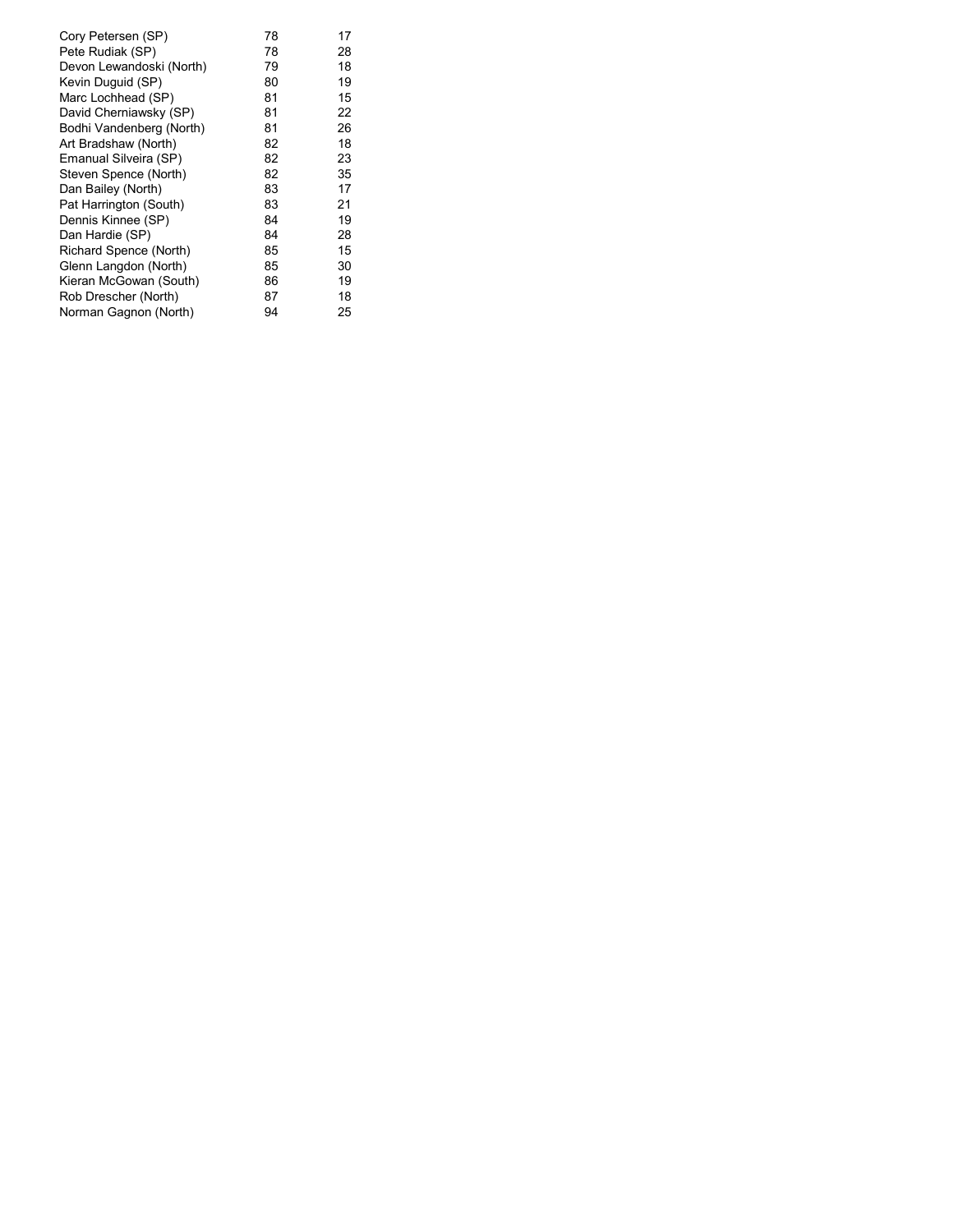| | | |
|---|---|---|
| Cory Petersen (SP) | 78 | 17 |
| Pete Rudiak (SP) | 78 | 28 |
| Devon Lewandoski (North) | 79 | 18 |
| Kevin Duguid (SP) | 80 | 19 |
| Marc Lochhead (SP) | 81 | 15 |
| David Cherniawsky (SP) | 81 | 22 |
| Bodhi Vandenberg (North) | 81 | 26 |
| Art Bradshaw (North) | 82 | 18 |
| Emanual Silveira (SP) | 82 | 23 |
| Steven Spence (North) | 82 | 35 |
| Dan Bailey (North) | 83 | 17 |
| Pat Harrington (South) | 83 | 21 |
| Dennis Kinnee (SP) | 84 | 19 |
| Dan Hardie (SP) | 84 | 28 |
| Richard Spence (North) | 85 | 15 |
| Glenn Langdon (North) | 85 | 30 |
| Kieran McGowan (South) | 86 | 19 |
| Rob Drescher (North) | 87 | 18 |
| Norman Gagnon (North) | 94 | 25 |